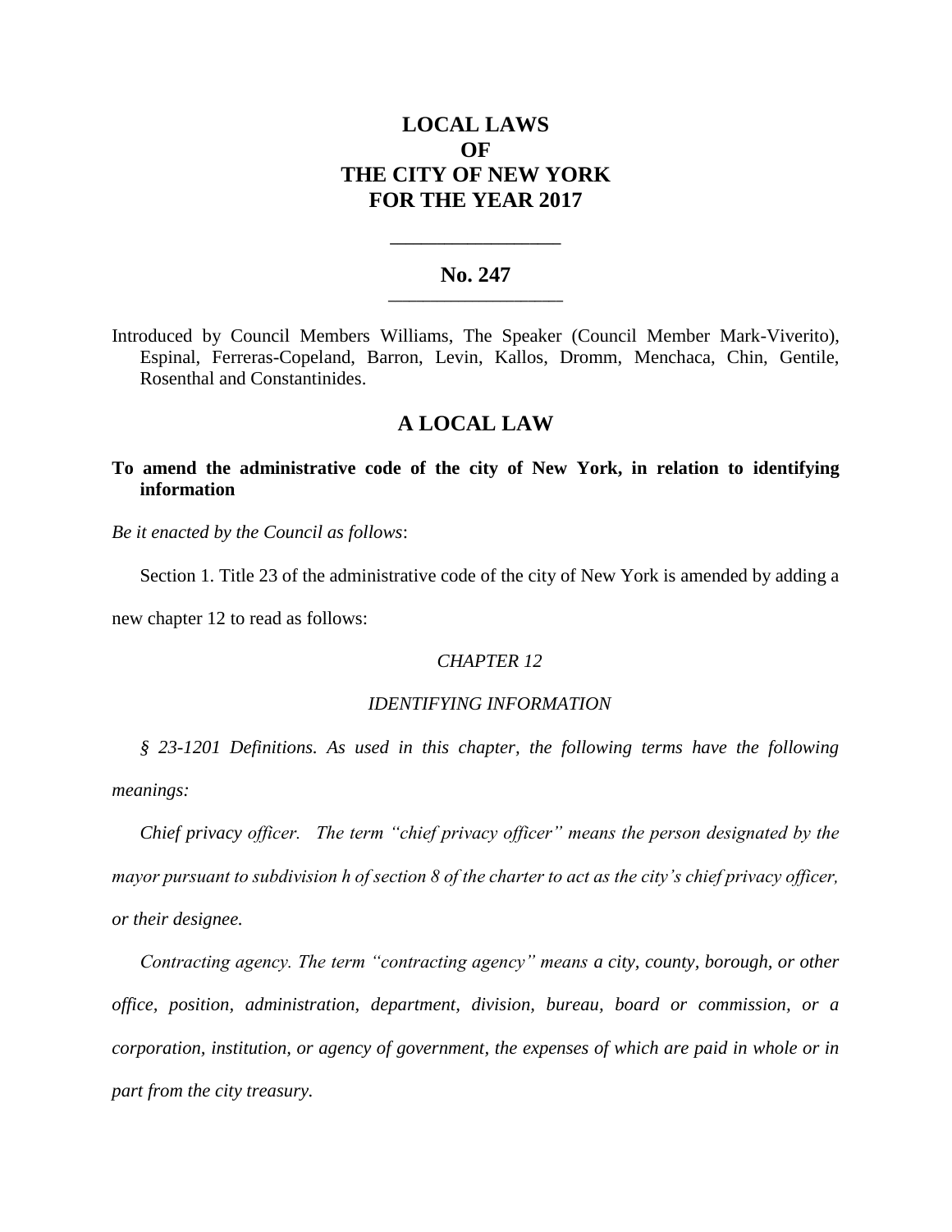# LOCAL LAWS
# OF
# THE CITY OF NEW YORK
# FOR THE YEAR 2017

---

## No. 247

---

Introduced by Council Members Williams, The Speaker (Council Member Mark-Viverito), Espinal, Ferreras-Copeland, Barron, Levin, Kallos, Dromm, Menchaca, Chin, Gentile, Rosenthal and Constantinides.

## A LOCAL LAW

**To amend the administrative code of the city of New York, in relation to identifying information**

*Be it enacted by the Council as follows*:

Section 1. Title 23 of the administrative code of the city of New York is amended by adding a new chapter 12 to read as follows:

*CHAPTER 12*

*IDENTIFYING INFORMATION*

*§ 23-1201 Definitions. As used in this chapter, the following terms have the following meanings:*

*Chief privacy officer. The term "chief privacy officer" means the person designated by the mayor pursuant to subdivision h of section 8 of the charter to act as the city's chief privacy officer, or their designee.*

*Contracting agency. The term "contracting agency" means a city, county, borough, or other office, position, administration, department, division, bureau, board or commission, or a corporation, institution, or agency of government, the expenses of which are paid in whole or in part from the city treasury.*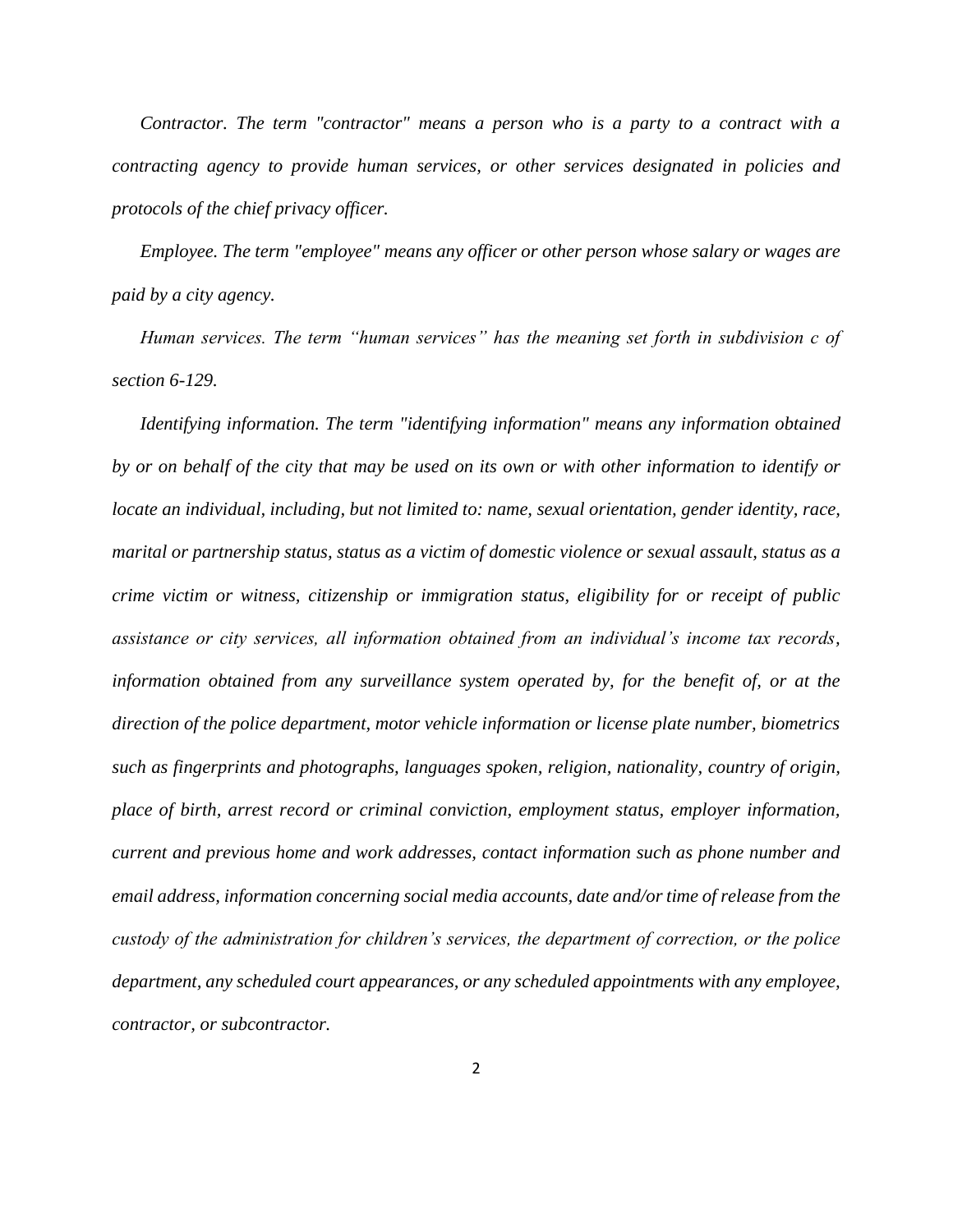*Contractor. The term "contractor" means a person who is a party to a contract with a contracting agency to provide human services, or other services designated in policies and protocols of the chief privacy officer.*

*Employee. The term "employee" means any officer or other person whose salary or wages are paid by a city agency.*

*Human services. The term "human services" has the meaning set forth in subdivision c of section 6-129.*

*Identifying information. The term "identifying information" means any information obtained by or on behalf of the city that may be used on its own or with other information to identify or locate an individual, including, but not limited to: name, sexual orientation, gender identity, race, marital or partnership status, status as a victim of domestic violence or sexual assault, status as a crime victim or witness, citizenship or immigration status, eligibility for or receipt of public assistance or city services, all information obtained from an individual's income tax records, information obtained from any surveillance system operated by, for the benefit of, or at the direction of the police department, motor vehicle information or license plate number, biometrics such as fingerprints and photographs, languages spoken, religion, nationality, country of origin, place of birth, arrest record or criminal conviction, employment status, employer information, current and previous home and work addresses, contact information such as phone number and email address, information concerning social media accounts, date and/or time of release from the custody of the administration for children's services, the department of correction, or the police department, any scheduled court appearances, or any scheduled appointments with any employee, contractor, or subcontractor.*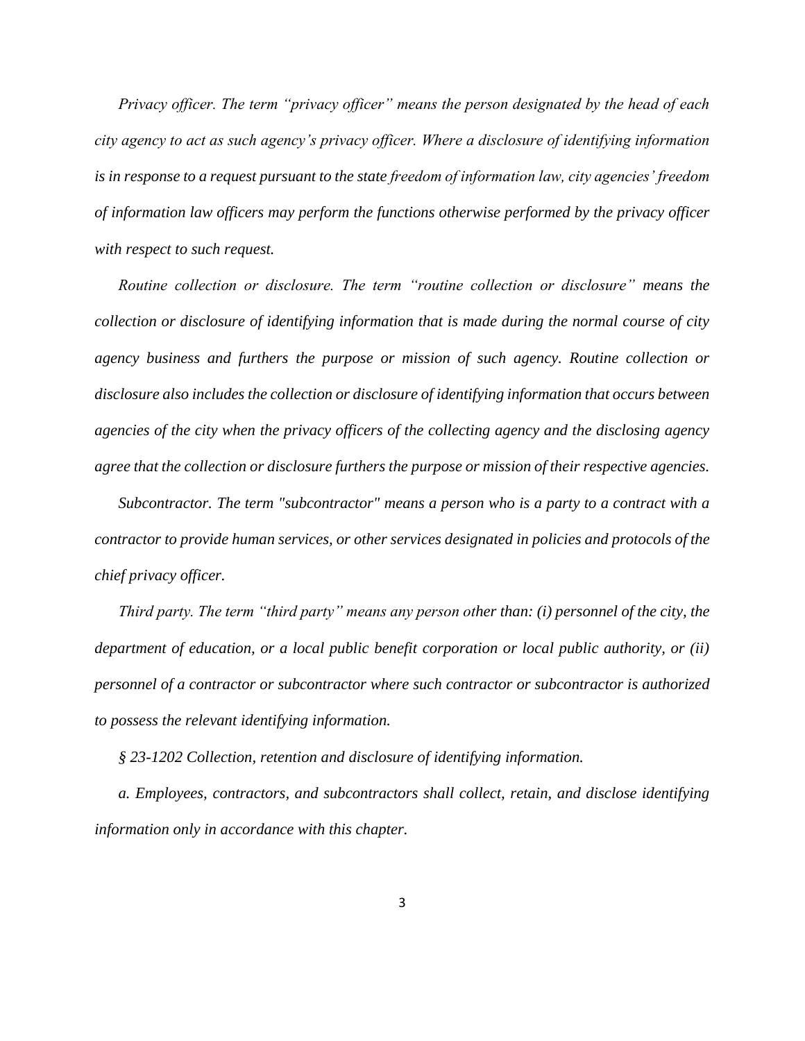*Privacy officer. The term "privacy officer" means the person designated by the head of each city agency to act as such agency's privacy officer. Where a disclosure of identifying information is in response to a request pursuant to the state freedom of information law, city agencies' freedom of information law officers may perform the functions otherwise performed by the privacy officer with respect to such request.*

*Routine collection or disclosure. The term "routine collection or disclosure" means the collection or disclosure of identifying information that is made during the normal course of city agency business and furthers the purpose or mission of such agency. Routine collection or disclosure also includes the collection or disclosure of identifying information that occurs between agencies of the city when the privacy officers of the collecting agency and the disclosing agency agree that the collection or disclosure furthers the purpose or mission of their respective agencies.*

*Subcontractor. The term "subcontractor" means a person who is a party to a contract with a contractor to provide human services, or other services designated in policies and protocols of the chief privacy officer.*

*Third party. The term "third party" means any person other than: (i) personnel of the city, the department of education, or a local public benefit corporation or local public authority, or (ii) personnel of a contractor or subcontractor where such contractor or subcontractor is authorized to possess the relevant identifying information.*

*§ 23-1202 Collection, retention and disclosure of identifying information.*

*a. Employees, contractors, and subcontractors shall collect, retain, and disclose identifying information only in accordance with this chapter.*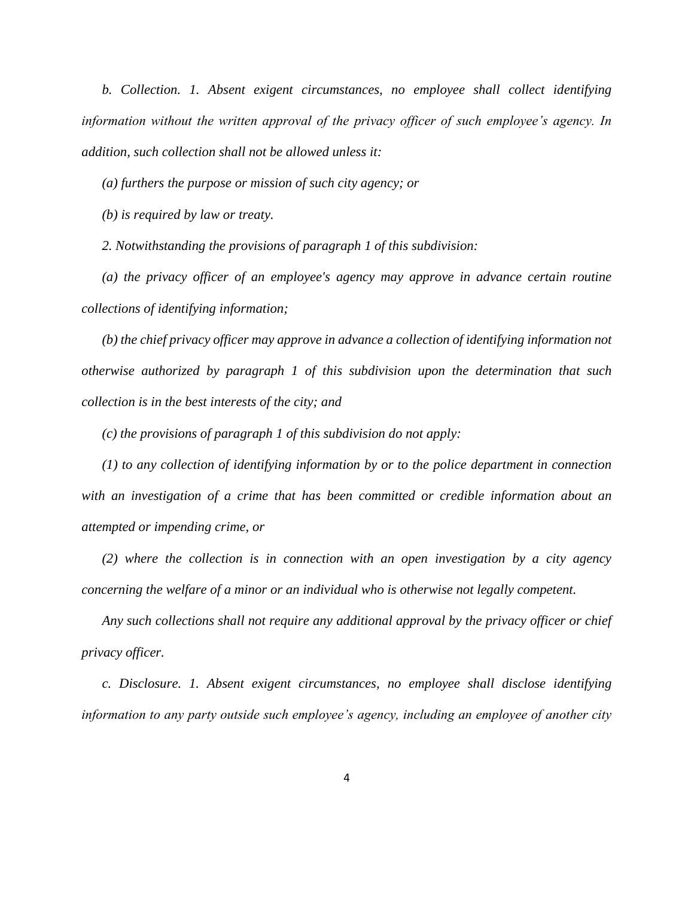*b. Collection. 1. Absent exigent circumstances, no employee shall collect identifying information without the written approval of the privacy officer of such employee's agency. In addition, such collection shall not be allowed unless it:*

*(a) furthers the purpose or mission of such city agency; or*

*(b) is required by law or treaty.*

*2. Notwithstanding the provisions of paragraph 1 of this subdivision:*

*(a) the privacy officer of an employee's agency may approve in advance certain routine collections of identifying information;*

*(b) the chief privacy officer may approve in advance a collection of identifying information not otherwise authorized by paragraph 1 of this subdivision upon the determination that such collection is in the best interests of the city; and*

*(c) the provisions of paragraph 1 of this subdivision do not apply:*

*(1) to any collection of identifying information by or to the police department in connection with an investigation of a crime that has been committed or credible information about an attempted or impending crime, or*

*(2) where the collection is in connection with an open investigation by a city agency concerning the welfare of a minor or an individual who is otherwise not legally competent.*

*Any such collections shall not require any additional approval by the privacy officer or chief privacy officer.*

*c. Disclosure. 1. Absent exigent circumstances, no employee shall disclose identifying information to any party outside such employee's agency, including an employee of another city*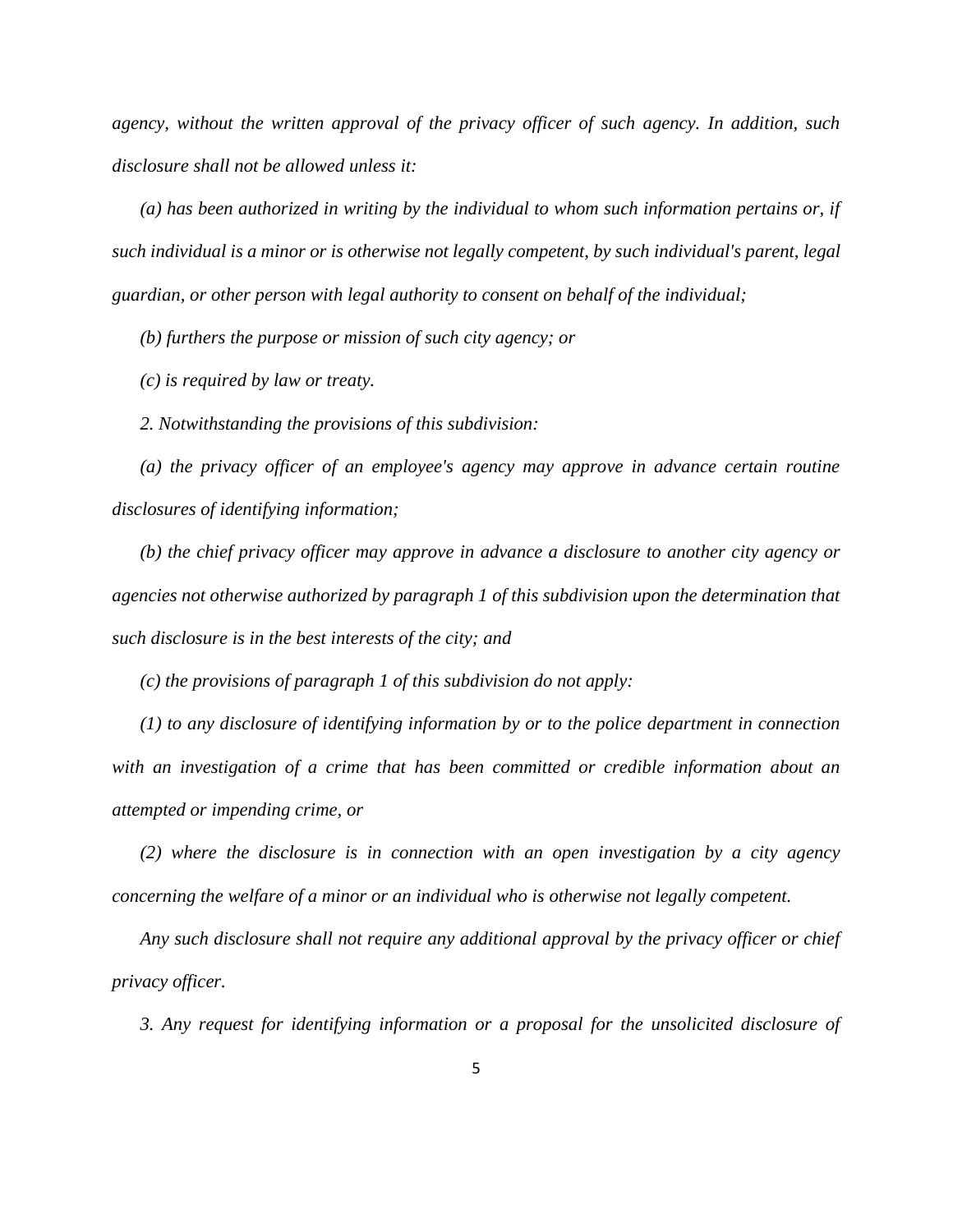*agency, without the written approval of the privacy officer of such agency. In addition, such disclosure shall not be allowed unless it:*

*(a) has been authorized in writing by the individual to whom such information pertains or, if such individual is a minor or is otherwise not legally competent, by such individual's parent, legal guardian, or other person with legal authority to consent on behalf of the individual;*

*(b) furthers the purpose or mission of such city agency; or*

*(c) is required by law or treaty.*

*2. Notwithstanding the provisions of this subdivision:*

*(a) the privacy officer of an employee's agency may approve in advance certain routine disclosures of identifying information;*

*(b) the chief privacy officer may approve in advance a disclosure to another city agency or agencies not otherwise authorized by paragraph 1 of this subdivision upon the determination that such disclosure is in the best interests of the city; and*

*(c) the provisions of paragraph 1 of this subdivision do not apply:*

*(1) to any disclosure of identifying information by or to the police department in connection with an investigation of a crime that has been committed or credible information about an attempted or impending crime, or*

*(2) where the disclosure is in connection with an open investigation by a city agency concerning the welfare of a minor or an individual who is otherwise not legally competent.*

*Any such disclosure shall not require any additional approval by the privacy officer or chief privacy officer.*

*3. Any request for identifying information or a proposal for the unsolicited disclosure of*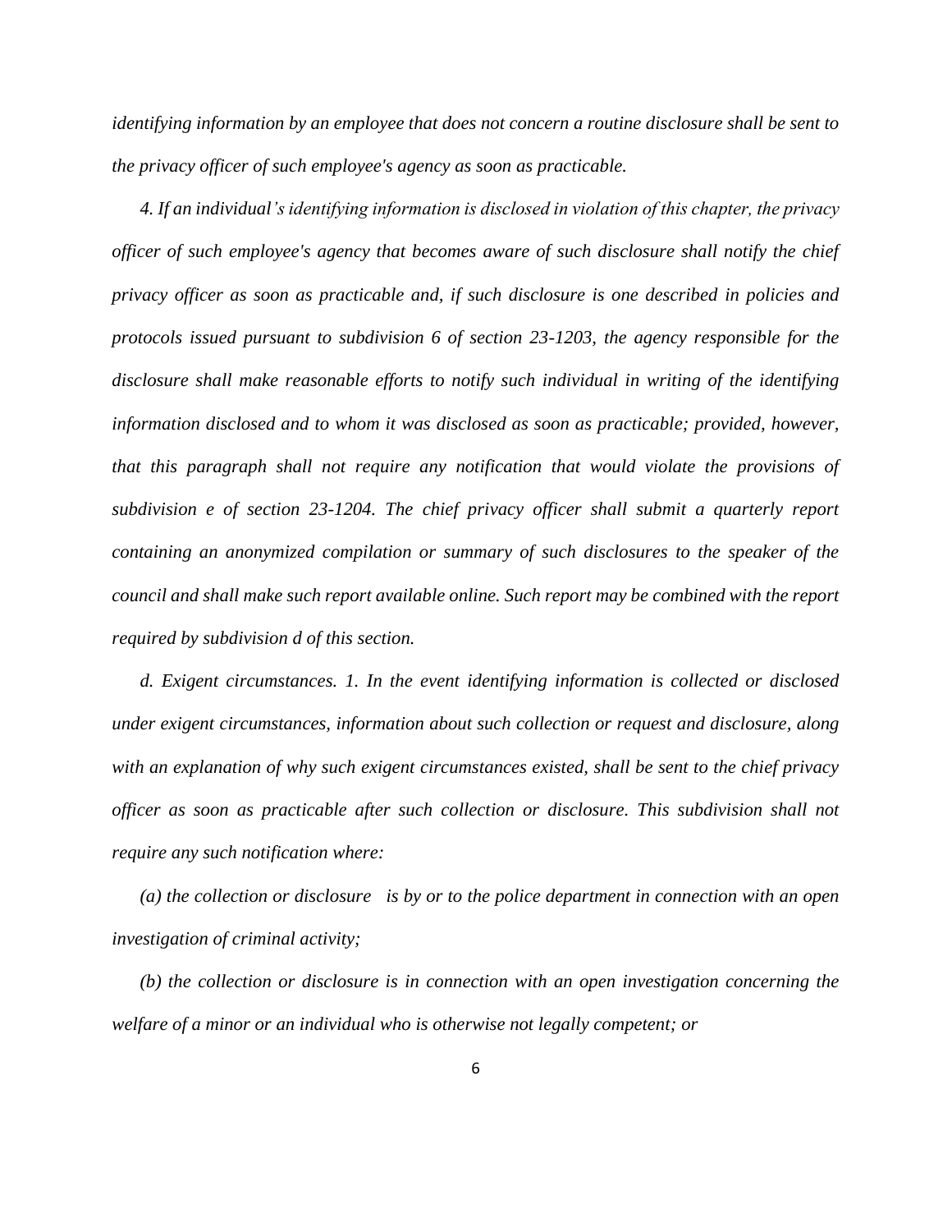*identifying information by an employee that does not concern a routine disclosure shall be sent to the privacy officer of such employee's agency as soon as practicable.*

*4. If an individual's identifying information is disclosed in violation of this chapter, the privacy officer of such employee's agency that becomes aware of such disclosure shall notify the chief privacy officer as soon as practicable and, if such disclosure is one described in policies and protocols issued pursuant to subdivision 6 of section 23-1203, the agency responsible for the disclosure shall make reasonable efforts to notify such individual in writing of the identifying information disclosed and to whom it was disclosed as soon as practicable; provided, however, that this paragraph shall not require any notification that would violate the provisions of subdivision e of section 23-1204. The chief privacy officer shall submit a quarterly report containing an anonymized compilation or summary of such disclosures to the speaker of the council and shall make such report available online. Such report may be combined with the report required by subdivision d of this section.*

*d. Exigent circumstances. 1. In the event identifying information is collected or disclosed under exigent circumstances, information about such collection or request and disclosure, along with an explanation of why such exigent circumstances existed, shall be sent to the chief privacy officer as soon as practicable after such collection or disclosure. This subdivision shall not require any such notification where:*

*(a) the collection or disclosure is by or to the police department in connection with an open investigation of criminal activity;*

*(b) the collection or disclosure is in connection with an open investigation concerning the welfare of a minor or an individual who is otherwise not legally competent; or*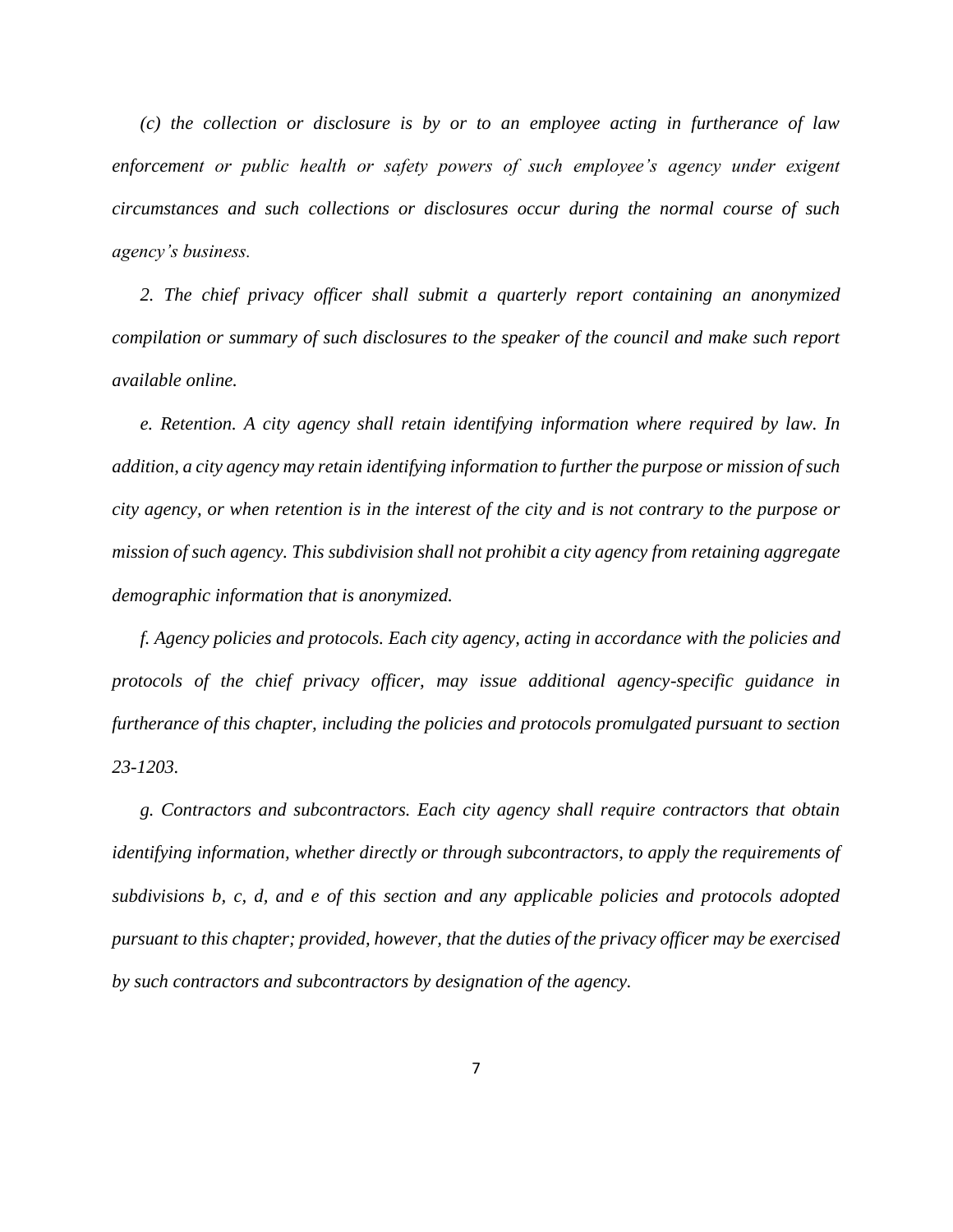*(c) the collection or disclosure is by or to an employee acting in furtherance of law enforcement or public health or safety powers of such employee's agency under exigent circumstances and such collections or disclosures occur during the normal course of such agency's business.*

*2. The chief privacy officer shall submit a quarterly report containing an anonymized compilation or summary of such disclosures to the speaker of the council and make such report available online.*

*e. Retention. A city agency shall retain identifying information where required by law. In addition, a city agency may retain identifying information to further the purpose or mission of such city agency, or when retention is in the interest of the city and is not contrary to the purpose or mission of such agency. This subdivision shall not prohibit a city agency from retaining aggregate demographic information that is anonymized.*

*f. Agency policies and protocols. Each city agency, acting in accordance with the policies and protocols of the chief privacy officer, may issue additional agency-specific guidance in furtherance of this chapter, including the policies and protocols promulgated pursuant to section 23-1203.*

*g. Contractors and subcontractors. Each city agency shall require contractors that obtain identifying information, whether directly or through subcontractors, to apply the requirements of subdivisions b, c, d, and e of this section and any applicable policies and protocols adopted pursuant to this chapter; provided, however, that the duties of the privacy officer may be exercised by such contractors and subcontractors by designation of the agency.*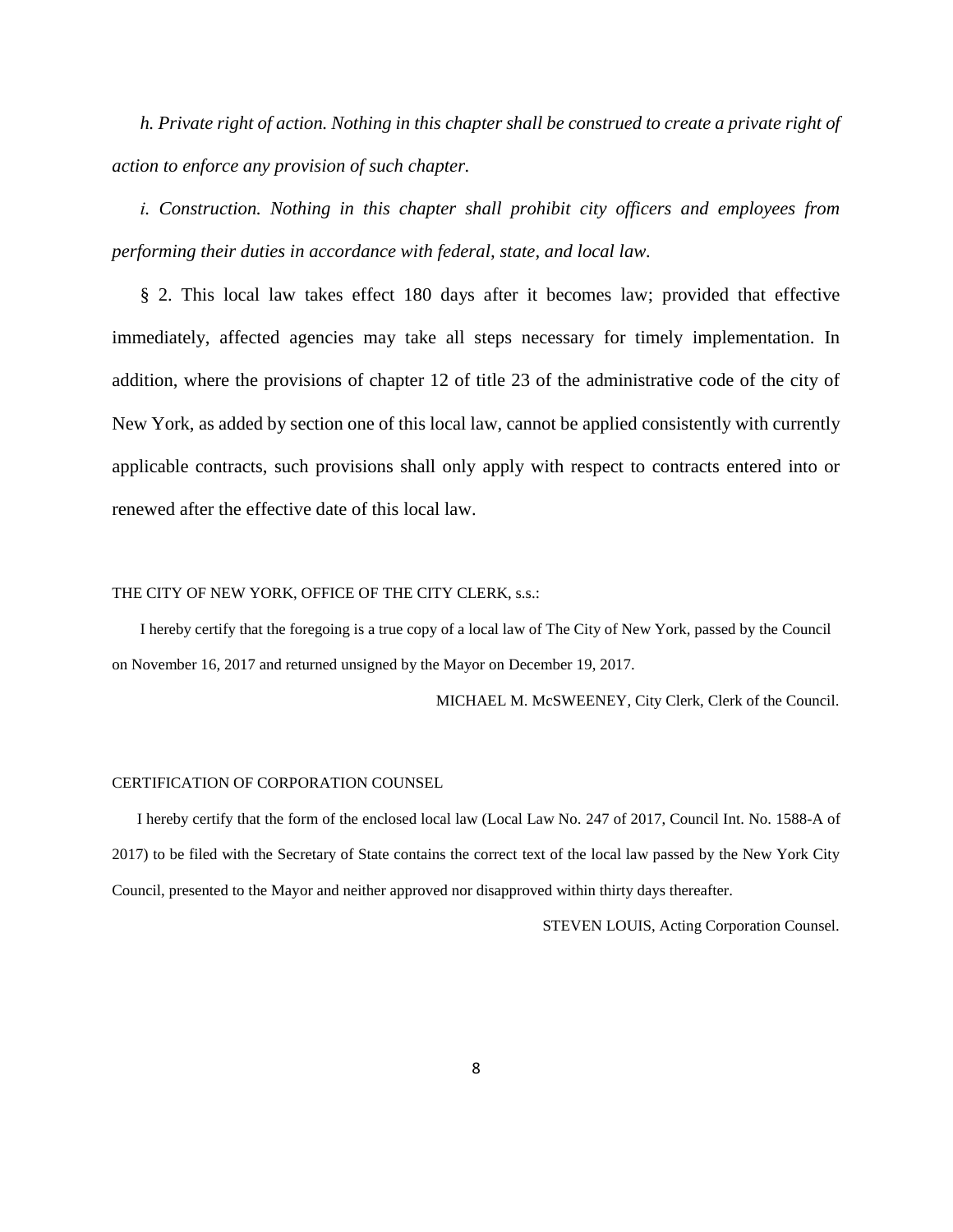*h. Private right of action. Nothing in this chapter shall be construed to create a private right of action to enforce any provision of such chapter.*

*i. Construction. Nothing in this chapter shall prohibit city officers and employees from performing their duties in accordance with federal, state, and local law.*

§ 2. This local law takes effect 180 days after it becomes law; provided that effective immediately, affected agencies may take all steps necessary for timely implementation. In addition, where the provisions of chapter 12 of title 23 of the administrative code of the city of New York, as added by section one of this local law, cannot be applied consistently with currently applicable contracts, such provisions shall only apply with respect to contracts entered into or renewed after the effective date of this local law.

THE CITY OF NEW YORK, OFFICE OF THE CITY CLERK, s.s.:

I hereby certify that the foregoing is a true copy of a local law of The City of New York, passed by the Council on November 16, 2017 and returned unsigned by the Mayor on December 19, 2017.

MICHAEL M. McSWEENEY, City Clerk, Clerk of the Council.

CERTIFICATION OF CORPORATION COUNSEL

I hereby certify that the form of the enclosed local law (Local Law No. 247 of 2017, Council Int. No. 1588-A of 2017) to be filed with the Secretary of State contains the correct text of the local law passed by the New York City Council, presented to the Mayor and neither approved nor disapproved within thirty days thereafter.

STEVEN LOUIS, Acting Corporation Counsel.